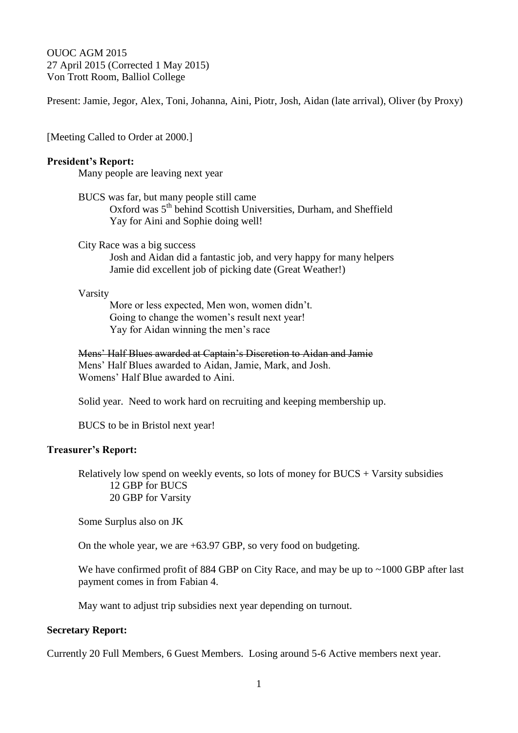OUOC AGM 2015
27 April 2015 (Corrected 1 May 2015)
Von Trott Room, Balliol College

Present: Jamie, Jegor, Alex, Toni, Johanna, Aini, Piotr, Josh, Aidan (late arrival), Oliver (by Proxy)

[Meeting Called to Order at 2000.]

**President's Report:**

Many people are leaving next year

BUCS was far, but many people still came
- Oxford was 5th behind Scottish Universities, Durham, and Sheffield
- Yay for Aini and Sophie doing well!

City Race was a big success
- Josh and Aidan did a fantastic job, and very happy for many helpers
- Jamie did excellent job of picking date (Great Weather!)

Varsity
- More or less expected, Men won, women didn't.
- Going to change the women's result next year!
- Yay for Aidan winning the men's race

~~Mens' Half Blues awarded at Captain's Discretion to Aidan and Jamie~~
Mens' Half Blues awarded to Aidan, Jamie, Mark, and Josh.
Womens' Half Blue awarded to Aini.

Solid year. Need to work hard on recruiting and keeping membership up.

BUCS to be in Bristol next year!

**Treasurer's Report:**

Relatively low spend on weekly events, so lots of money for BUCS + Varsity subsidies
- 12 GBP for BUCS
- 20 GBP for Varsity

Some Surplus also on JK

On the whole year, we are +63.97 GBP, so very food on budgeting.

We have confirmed profit of 884 GBP on City Race, and may be up to ~1000 GBP after last payment comes in from Fabian 4.

May want to adjust trip subsidies next year depending on turnout.

**Secretary Report:**

Currently 20 Full Members, 6 Guest Members. Losing around 5-6 Active members next year.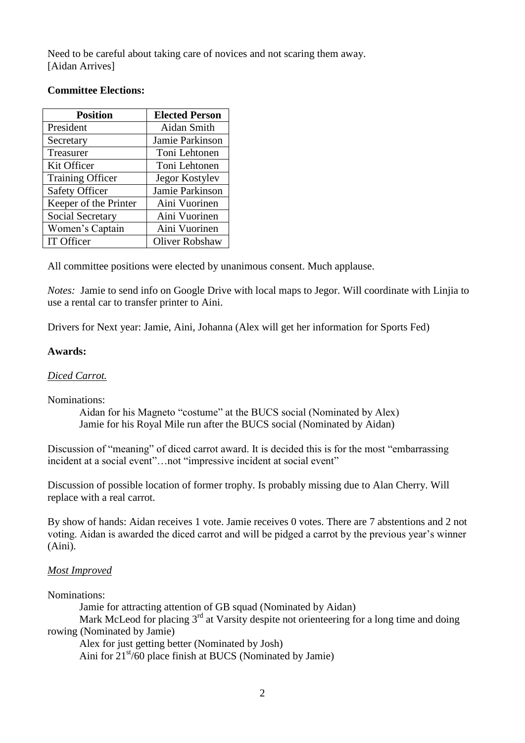Need to be careful about taking care of novices and not scaring them away.
[Aidan Arrives]

**Committee Elections:**

| Position | Elected Person |
|---|---|
| President | Aidan Smith |
| Secretary | Jamie Parkinson |
| Treasurer | Toni Lehtonen |
| Kit Officer | Toni Lehtonen |
| Training Officer | Jegor Kostylev |
| Safety Officer | Jamie Parkinson |
| Keeper of the Printer | Aini Vuorinen |
| Social Secretary | Aini Vuorinen |
| Women's Captain | Aini Vuorinen |
| IT Officer | Oliver Robshaw |

All committee positions were elected by unanimous consent. Much applause.

*Notes:* Jamie to send info on Google Drive with local maps to Jegor. Will coordinate with Linjia to use a rental car to transfer printer to Aini.

Drivers for Next year: Jamie, Aini, Johanna (Alex will get her information for Sports Fed)

**Awards:**

*Diced Carrot.*

Nominations:

Aidan for his Magneto "costume" at the BUCS social (Nominated by Alex)
Jamie for his Royal Mile run after the BUCS social (Nominated by Aidan)

Discussion of "meaning" of diced carrot award. It is decided this is for the most "embarrassing incident at a social event"…not "impressive incident at social event"

Discussion of possible location of former trophy. Is probably missing due to Alan Cherry. Will replace with a real carrot.

By show of hands: Aidan receives 1 vote. Jamie receives 0 votes. There are 7 abstentions and 2 not voting. Aidan is awarded the diced carrot and will be pidged a carrot by the previous year's winner (Aini).

*Most Improved*

Nominations:

Jamie for attracting attention of GB squad (Nominated by Aidan)
Mark McLeod for placing 3rd at Varsity despite not orienteering for a long time and doing rowing (Nominated by Jamie)
Alex for just getting better (Nominated by Josh)
Aini for 21st/60 place finish at BUCS (Nominated by Jamie)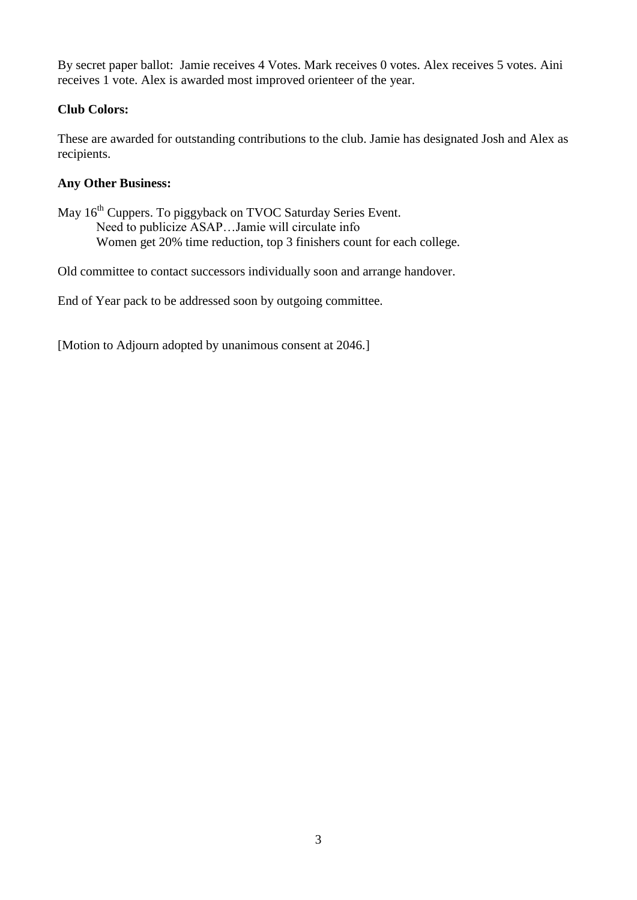By secret paper ballot: Jamie receives 4 Votes. Mark receives 0 votes. Alex receives 5 votes. Aini receives 1 vote. Alex is awarded most improved orienteer of the year.

**Club Colors:**

These are awarded for outstanding contributions to the club. Jamie has designated Josh and Alex as recipients.

**Any Other Business:**

May 16th Cuppers. To piggyback on TVOC Saturday Series Event.
    Need to publicize ASAP…Jamie will circulate info
    Women get 20% time reduction, top 3 finishers count for each college.

Old committee to contact successors individually soon and arrange handover.

End of Year pack to be addressed soon by outgoing committee.

[Motion to Adjourn adopted by unanimous consent at 2046.]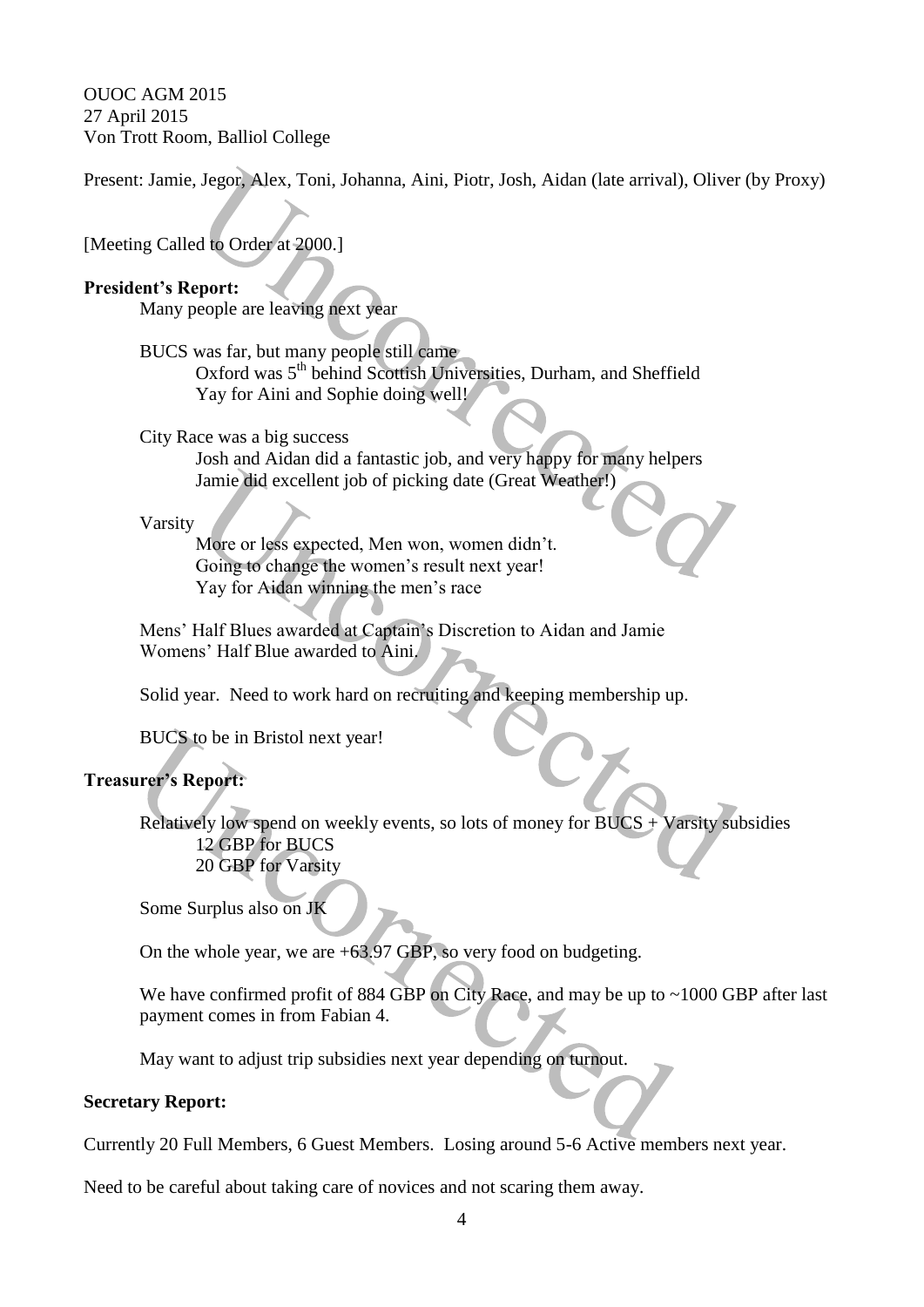OUOC AGM 2015
27 April 2015
Von Trott Room, Balliol College

Present: Jamie, Jegor, Alex, Toni, Johanna, Aini, Piotr, Josh, Aidan (late arrival), Oliver (by Proxy)

[Meeting Called to Order at 2000.]

**President's Report:**

Many people are leaving next year

BUCS was far, but many people still came
- Oxford was 5th behind Scottish Universities, Durham, and Sheffield
- Yay for Aini and Sophie doing well!

City Race was a big success
- Josh and Aidan did a fantastic job, and very happy for many helpers
- Jamie did excellent job of picking date (Great Weather!)

Varsity
- More or less expected, Men won, women didn't.
- Going to change the women's result next year!
- Yay for Aidan winning the men's race

Mens' Half Blues awarded at Captain's Discretion to Aidan and Jamie
Womens' Half Blue awarded to Aini.

Solid year. Need to work hard on recruiting and keeping membership up.

BUCS to be in Bristol next year!

**Treasurer's Report:**

Relatively low spend on weekly events, so lots of money for BUCS + Varsity subsidies
- 12 GBP for BUCS
- 20 GBP for Varsity

Some Surplus also on JK

On the whole year, we are +63.97 GBP, so very food on budgeting.

We have confirmed profit of 884 GBP on City Race, and may be up to ~1000 GBP after last payment comes in from Fabian 4.

May want to adjust trip subsidies next year depending on turnout.

**Secretary Report:**

Currently 20 Full Members, 6 Guest Members. Losing around 5-6 Active members next year.

Need to be careful about taking care of novices and not scaring them away.